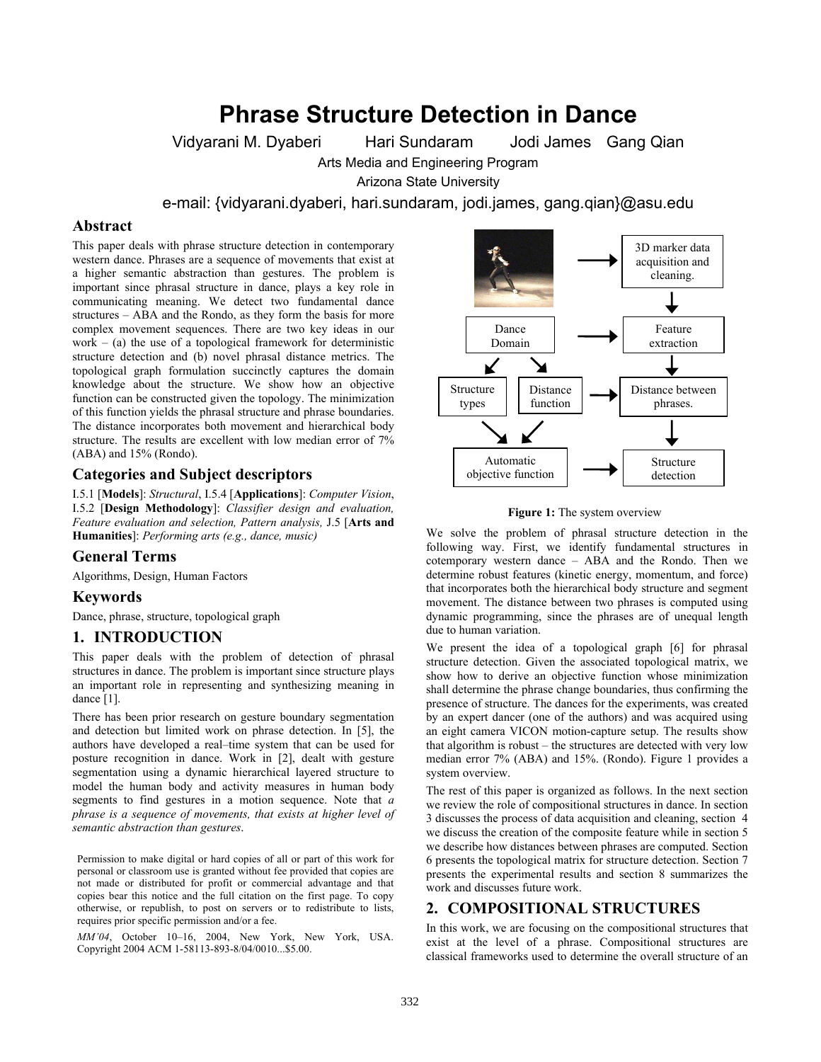# Phrase Structure Detection in Dance

Vidyarani M. Dyaberi Hari Sundaram Jodi James Gang Qian

Arts Media and Engineering Program

Arizona State University

e-mail: {vidyarani.dyaberi, hari.sundaram, jodi.james, gang.qian}@asu.edu

## Abstract

This paper deals with phrase structure detection in contemporary western dance. Phrases are a sequence of movements that exist at a higher semantic abstraction than gestures. The problem is important since phrasal structure in dance, plays a key role in communicating meaning. We detect two fundamental dance structures – ABA and the Rondo, as they form the basis for more complex movement sequences. There are two key ideas in our work – (a) the use of a topological framework for deterministic structure detection and (b) novel phrasal distance metrics. The topological graph formulation succinctly captures the domain knowledge about the structure. We show how an objective function can be constructed given the topology. The minimization of this function yields the phrasal structure and phrase boundaries. The distance incorporates both movement and hierarchical body structure. The results are excellent with low median error of 7% (ABA) and 15% (Rondo).

## Categories and Subject descriptors

I.5.1 [**Models**]: *Structural*, I.5.4 [**Applications**]: *Computer Vision*, I.5.2 [**Design Methodology**]: *Classifier design and evaluation, Feature evaluation and selection, Pattern analysis,* J.5 [**Arts and Humanities**]: *Performing arts (e.g., dance, music)*

## General Terms

Algorithms, Design, Human Factors

## Keywords

Dance, phrase, structure, topological graph

## 1. INTRODUCTION

This paper deals with the problem of detection of phrasal structures in dance. The problem is important since structure plays an important role in representing and synthesizing meaning in dance [1].

There has been prior research on gesture boundary segmentation and detection but limited work on phrase detection. In [5], the authors have developed a real–time system that can be used for posture recognition in dance. Work in [2], dealt with gesture segmentation using a dynamic hierarchical layered structure to model the human body and activity measures in human body segments to find gestures in a motion sequence. Note that *a phrase is a sequence of movements, that exists at higher level of semantic abstraction than gestures*.

Permission to make digital or hard copies of all or part of this work for personal or classroom use is granted without fee provided that copies are not made or distributed for profit or commercial advantage and that copies bear this notice and the full citation on the first page. To copy otherwise, or republish, to post on servers or to redistribute to lists, requires prior specific permission and/or a fee.

*MM'04*, October 10–16, 2004, New York, New York, USA. Copyright 2004 ACM 1-58113-893-8/04/0010...$5.00.

3D marker data acquisition and cleaning.

Dance Domain

Feature extraction

Structure types

Distance function

Distance between phrases.

Automatic objective function

Structure detection

**Figure 1:** The system overview

We solve the problem of phrasal structure detection in the following way. First, we identify fundamental structures in cotemporary western dance – ABA and the Rondo. Then we determine robust features (kinetic energy, momentum, and force) that incorporates both the hierarchical body structure and segment movement. The distance between two phrases is computed using dynamic programming, since the phrases are of unequal length due to human variation.

We present the idea of a topological graph [6] for phrasal structure detection. Given the associated topological matrix, we show how to derive an objective function whose minimization shall determine the phrase change boundaries, thus confirming the presence of structure. The dances for the experiments, was created by an expert dancer (one of the authors) and was acquired using an eight camera VICON motion-capture setup. The results show that algorithm is robust – the structures are detected with very low median error 7% (ABA) and 15%. (Rondo). Figure 1 provides a system overview.

The rest of this paper is organized as follows. In the next section we review the role of compositional structures in dance. In section 3 discusses the process of data acquisition and cleaning, section 4 we discuss the creation of the composite feature while in section 5 we describe how distances between phrases are computed. Section 6 presents the topological matrix for structure detection. Section 7 presents the experimental results and section 8 summarizes the work and discusses future work.

## 2. COMPOSITIONAL STRUCTURES

In this work, we are focusing on the compositional structures that exist at the level of a phrase. Compositional structures are classical frameworks used to determine the overall structure of an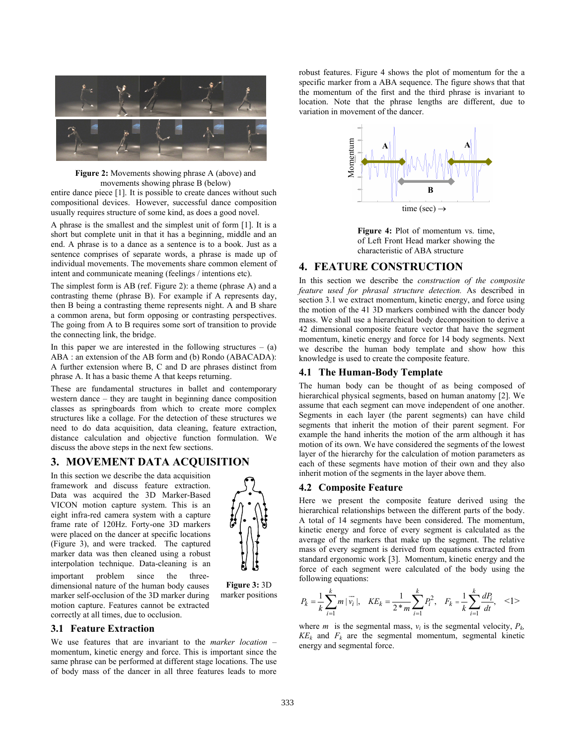Figure 2: Movements showing phrase A (above) and movements showing phrase B (below)

entire dance piece [1]. It is possible to create dances without such compositional devices. However, successful dance composition usually requires structure of some kind, as does a good novel.

A phrase is the smallest and the simplest unit of form [1]. It is a short but complete unit in that it has a beginning, middle and an end. A phrase is to a dance as a sentence is to a book. Just as a sentence comprises of separate words, a phrase is made up of individual movements. The movements share common element of intent and communicate meaning (feelings / intentions etc).

The simplest form is AB (ref. Figure 2): a theme (phrase A) and a contrasting theme (phrase B). For example if A represents day, then B being a contrasting theme represents night. A and B share a common arena, but form opposing or contrasting perspectives. The going from A to B requires some sort of transition to provide the connecting link, the bridge.

In this paper we are interested in the following structures – (a) ABA : an extension of the AB form and (b) Rondo (ABACADA): A further extension where B, C and D are phrases distinct from phrase A. It has a basic theme A that keeps returning.

These are fundamental structures in ballet and contemporary western dance – they are taught in beginning dance composition classes as springboards from which to create more complex structures like a collage. For the detection of these structures we need to do data acquisition, data cleaning, feature extraction, distance calculation and objective function formulation. We discuss the above steps in the next few sections.

## 3. MOVEMENT DATA ACQUISITION

In this section we describe the data acquisition framework and discuss feature extraction. Data was acquired the 3D Marker-Based VICON motion capture system. This is an eight infra-red camera system with a capture frame rate of 120Hz. Forty-one 3D markers were placed on the dancer at specific locations (Figure 3), and were tracked. The captured marker data was then cleaned using a robust interpolation technique. Data-cleaning is an important problem since the three-dimensional nature of the human body causes marker self-occlusion of the 3D marker during motion capture. Features cannot be extracted correctly at all times, due to occlusion.

Figure 3: 3D marker positions

### 3.1 Feature Extraction

We use features that are invariant to the *marker location* – momentum, kinetic energy and force. This is important since the same phrase can be performed at different stage locations. The use of body mass of the dancer in all three features leads to more robust features. Figure 4 shows the plot of momentum for the a specific marker from a ABA sequence. The figure shows that that the momentum of the first and the third phrase is invariant to location. Note that the phrase lengths are different, due to variation in movement of the dancer.

Figure 4: Plot of momentum vs. time, of Left Front Head marker showing the characteristic of ABA structure

## 4. FEATURE CONSTRUCTION

In this section we describe the *construction of the composite feature used for phrasal structure detection.* As described in section 3.1 we extract momentum, kinetic energy, and force using the motion of the 41 3D markers combined with the dancer body mass. We shall use a hierarchical body decomposition to derive a 42 dimensional composite feature vector that have the segment momentum, kinetic energy and force for 14 body segments. Next we describe the human body template and show how this knowledge is used to create the composite feature.

### 4.1 The Human-Body Template

The human body can be thought of as being composed of hierarchical physical segments, based on human anatomy [2]. We assume that each segment can move independent of one another. Segments in each layer (the parent segments) can have child segments that inherit the motion of their parent segment. For example the hand inherits the motion of the arm although it has motion of its own. We have considered the segments of the lowest layer of the hierarchy for the calculation of motion parameters as each of these segments have motion of their own and they also inherit motion of the segments in the layer above them.

### 4.2 Composite Feature

Here we present the composite feature derived using the hierarchical relationships between the different parts of the body. A total of 14 segments have been considered. The momentum, kinetic energy and force of every segment is calculated as the average of the markers that make up the segment. The relative mass of every segment is derived from equations extracted from standard ergonomic work [3]. Momentum, kinetic energy and the force of each segment were calculated of the body using the following equations:

$$P_k = \frac{1}{k}\sum_{i=1}^{k} m\,|\vec{v_i}|, \quad KE_k = \frac{1}{2*m}\sum_{i=1}^{k} P_i^2, \quad F_k = \frac{1}{k}\sum_{i=1}^{k}\frac{dP_i}{dt}, \quad <1>$$

where $m$ is the segmental mass, $v_i$ is the segmental velocity, $P_k$, $KE_k$ and $F_k$ are the segmental momentum, segmental kinetic energy and segmental force.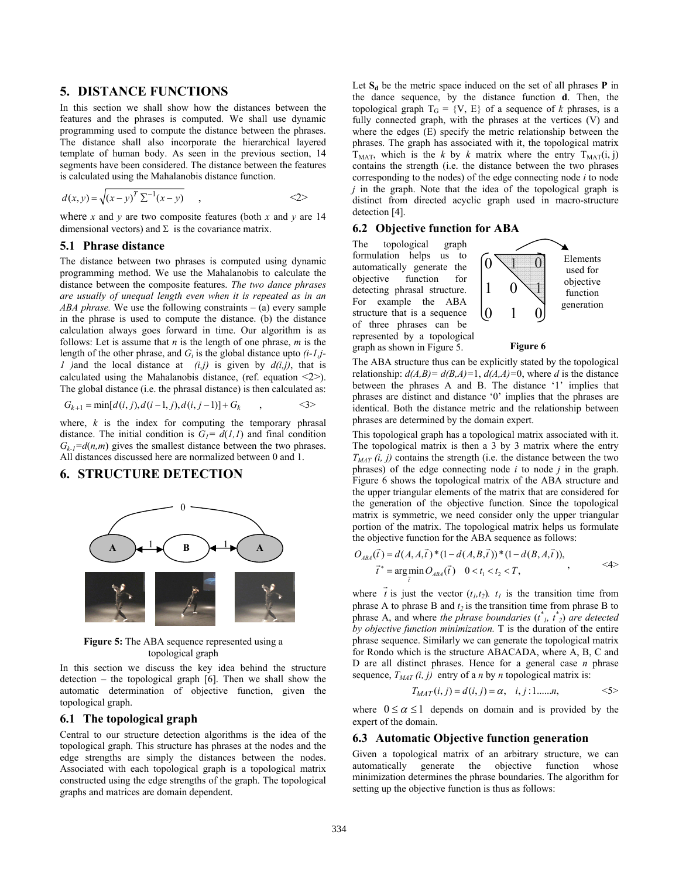## 5. DISTANCE FUNCTIONS

In this section we shall show how the distances between the features and the phrases is computed. We shall use dynamic programming used to compute the distance between the phrases. The distance shall also incorporate the hierarchical layered template of human body. As seen in the previous section, 14 segments have been considered. The distance between the features is calculated using the Mahalanobis distance function.

$$d(x,y) = \sqrt{(x-y)^T \Sigma^{-1} (x-y)} \quad , \qquad <2>$$

where $x$ and $y$ are two composite features (both $x$ and $y$ are 14 dimensional vectors) and $\Sigma$ is the covariance matrix.

### 5.1 Phrase distance

The distance between two phrases is computed using dynamic programming method. We use the Mahalanobis to calculate the distance between the composite features. *The two dance phrases are usually of unequal length even when it is repeated as in an ABA phrase.* We use the following constraints – (a) every sample in the phrase is used to compute the distance. (b) the distance calculation always goes forward in time. Our algorithm is as follows: Let is assume that $n$ is the length of one phrase, $m$ is the length of the other phrase, and $G_i$ is the global distance upto *(i-1,j-1 )*and the local distance at *(i,j)* is given by $d(i,j)$, that is calculated using the Mahalanobis distance, (ref. equation <2>). The global distance (i.e. the phrasal distance) is then calculated as:

$$G_{k+1} = \min[d(i,j), d(i-1,j), d(i,j-1)] + G_k \quad , \qquad <3>$$

where, $k$ is the index for computing the temporary phrasal distance. The initial condition is $G_1 = d(1,1)$ and final condition $G_{k-1} = d(n,m)$ gives the smallest distance between the two phrases. All distances discussed here are normalized between 0 and 1.

## 6. STRUCTURE DETECTION

**Figure 5:** The ABA sequence represented using a topological graph

In this section we discuss the key idea behind the structure detection – the topological graph [6]. Then we shall show the automatic determination of objective function, given the topological graph.

### 6.1 The topological graph

Central to our structure detection algorithms is the idea of the topological graph. This structure has phrases at the nodes and the edge strengths are simply the distances between the nodes. Associated with each topological graph is a topological matrix constructed using the edge strengths of the graph. The topological graphs and matrices are domain dependent.

Let $S_d$ be the metric space induced on the set of all phrases **P** in the dance sequence, by the distance function **d**. Then, the topological graph $T_G = \{V, E\}$ of a sequence of $k$ phrases, is a fully connected graph, with the phrases at the vertices (V) and where the edges (E) specify the metric relationship between the phrases. The graph has associated with it, the topological matrix $T_{MAT}$, which is the $k$ by $k$ matrix where the entry $T_{MAT}(i, j)$ contains the strength (i.e. the distance between the two phrases corresponding to the nodes) of the edge connecting node $i$ to node $j$ in the graph. Note that the idea of the topological graph is distinct from directed acyclic graph used in macro-structure detection [4].

### 6.2 Objective function for ABA

The topological graph formulation helps us to automatically generate the objective function for detecting phrasal structure. For example the ABA structure that is a sequence of three phrases can be represented by a topological graph as shown in Figure 5.

$$\begin{pmatrix} 0 & 1 & 0 \\ 1 & 0 & 1 \\ 0 & 1 & 0 \end{pmatrix}$$

Elements used for objective function generation

**Figure 6**

The ABA structure thus can be explicitly stated by the topological relationship: $d(A,B)= d(B,A)=1$, $d(A,A)=0$, where $d$ is the distance between the phrases A and B. The distance '1' implies that phrases are distinct and distance '0' implies that the phrases are identical. Both the distance metric and the relationship between phrases are determined by the domain expert.

This topological graph has a topological matrix associated with it. The topological matrix is then a 3 by 3 matrix where the entry $T_{MAT}(i, j)$ contains the strength (i.e. the distance between the two phrases) of the edge connecting node $i$ to node $j$ in the graph. Figure 6 shows the topological matrix of the ABA structure and the upper triangular elements of the matrix that are considered for the generation of the objective function. Since the topological matrix is symmetric, we need consider only the upper triangular portion of the matrix. The topological matrix helps us formulate the objective function for the ABA sequence as follows:

$$\begin{aligned} O_{ABA}(\vec{t}) &= d(A,A,\vec{t}) * (1 - d(A,B,\vec{t})) * (1 - d(B,A,\vec{t})), \\ \vec{t}^{\,*} &= \arg\min_{\vec{t}} O_{ABA}(\vec{t}) \quad 0 < t_1 < t_2 < T, \end{aligned} \qquad <4>$$

where $\vec{t}$ is just the vector $(t_1,t_2)$. $t_1$ is the transition time from phrase A to phrase B and $t_2$ is the transition time from phrase B to phrase A, and where *the phrase boundaries* ($t^*_1$, $t^*_2$) *are detected by objective function minimization.* T is the duration of the entire phrase sequence. Similarly we can generate the topological matrix for Rondo which is the structure ABACADA, where A, B, C and D are all distinct phrases. Hence for a general case $n$ phrase sequence, $T_{MAT}(i, j)$ entry of a $n$ by $n$ topological matrix is:

$$T_{MAT}(i,j) = d(i,j) = \alpha, \quad i,j:1......n, \qquad <5>$$

where $0 \le \alpha \le 1$ depends on domain and is provided by the expert of the domain.

### 6.3 Automatic Objective function generation

Given a topological matrix of an arbitrary structure, we can automatically generate the objective function whose minimization determines the phrase boundaries. The algorithm for setting up the objective function is thus as follows: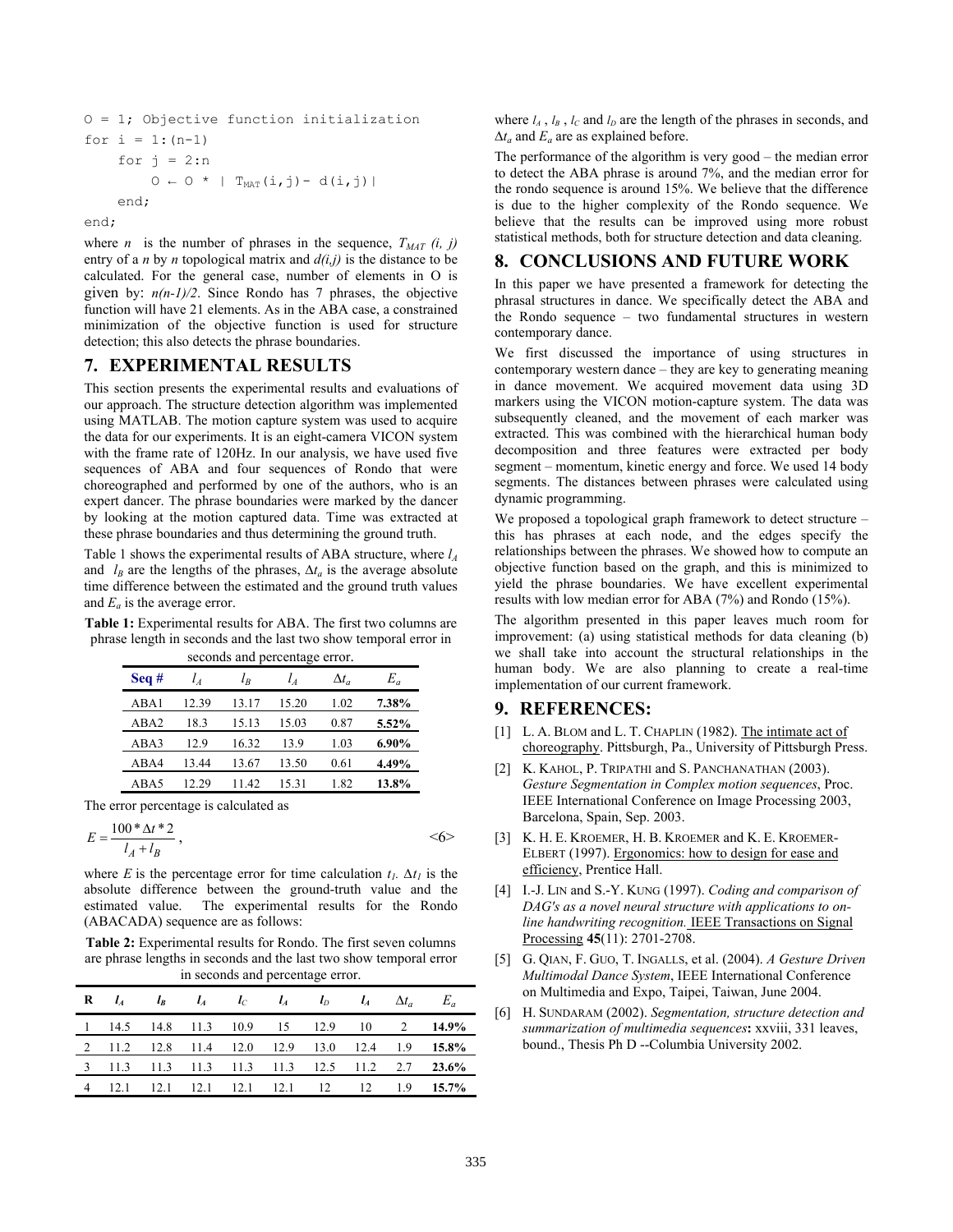```
O = 1; Objective function initialization
for i = 1:(n-1)
    for j = 2:n
        O ← O * | T_MAT(i,j)- d(i,j)|
    end;
end;
```

where $n$ is the number of phrases in the sequence, $T_{MAT}$ *(i, j)* entry of a $n$ by $n$ topological matrix and $d(i,j)$ is the distance to be calculated. For the general case, number of elements in O is given by: $n(n-1)/2$. Since Rondo has 7 phrases, the objective function will have 21 elements. As in the ABA case, a constrained minimization of the objective function is used for structure detection; this also detects the phrase boundaries.

## 7. EXPERIMENTAL RESULTS

This section presents the experimental results and evaluations of our approach. The structure detection algorithm was implemented using MATLAB. The motion capture system was used to acquire the data for our experiments. It is an eight-camera VICON system with the frame rate of 120Hz. In our analysis, we have used five sequences of ABA and four sequences of Rondo that were choreographed and performed by one of the authors, who is an expert dancer. The phrase boundaries were marked by the dancer by looking at the motion captured data. Time was extracted at these phrase boundaries and thus determining the ground truth.

Table 1 shows the experimental results of ABA structure, where $l_A$ and $l_B$ are the lengths of the phrases, $\Delta t_a$ is the average absolute time difference between the estimated and the ground truth values and $E_a$ is the average error.

**Table 1:** Experimental results for ABA. The first two columns are phrase length in seconds and the last two show temporal error in seconds and percentage error.

| Seq # | $l_A$ | $l_B$ | $l_A$ | $\Delta t_a$ | $E_a$ |
|---|---|---|---|---|---|
| ABA1 | 12.39 | 13.17 | 15.20 | 1.02 | **7.38%** |
| ABA2 | 18.3 | 15.13 | 15.03 | 0.87 | **5.52%** |
| ABA3 | 12.9 | 16.32 | 13.9 | 1.03 | **6.90%** |
| ABA4 | 13.44 | 13.67 | 13.50 | 0.61 | **4.49%** |
| ABA5 | 12.29 | 11.42 | 15.31 | 1.82 | **13.8%** |

The error percentage is calculated as

$$E = \frac{100 * \Delta t * 2}{l_A + l_B}, \qquad <6>$$

where $E$ is the percentage error for time calculation $t_I$. $\Delta t_I$ is the absolute difference between the ground-truth value and the estimated value. The experimental results for the Rondo (ABACADA) sequence are as follows:

**Table 2:** Experimental results for Rondo. The first seven columns are phrase lengths in seconds and the last two show temporal error in seconds and percentage error.

| R | $l_A$ | $l_B$ | $l_A$ | $l_C$ | $l_A$ | $l_D$ | $l_A$ | $\Delta t_a$ | $E_a$ |
|---|---|---|---|---|---|---|---|---|---|
| 1 | 14.5 | 14.8 | 11.3 | 10.9 | 15 | 12.9 | 10 | 2 | **14.9%** |
| 2 | 11.2 | 12.8 | 11.4 | 12.0 | 12.9 | 13.0 | 12.4 | 1.9 | **15.8%** |
| 3 | 11.3 | 11.3 | 11.3 | 11.3 | 11.3 | 12.5 | 11.2 | 2.7 | **23.6%** |
| 4 | 12.1 | 12.1 | 12.1 | 12.1 | 12.1 | 12 | 12 | 1.9 | **15.7%** |

where $l_A$, $l_B$, $l_C$ and $l_D$ are the length of the phrases in seconds, and $\Delta t_a$ and $E_a$ are as explained before.

The performance of the algorithm is very good – the median error to detect the ABA phrase is around 7%, and the median error for the rondo sequence is around 15%. We believe that the difference is due to the higher complexity of the Rondo sequence. We believe that the results can be improved using more robust statistical methods, both for structure detection and data cleaning.

## 8. CONCLUSIONS AND FUTURE WORK

In this paper we have presented a framework for detecting the phrasal structures in dance. We specifically detect the ABA and the Rondo sequence – two fundamental structures in western contemporary dance.

We first discussed the importance of using structures in contemporary western dance – they are key to generating meaning in dance movement. We acquired movement data using 3D markers using the VICON motion-capture system. The data was subsequently cleaned, and the movement of each marker was extracted. This was combined with the hierarchical human body decomposition and three features were extracted per body segment – momentum, kinetic energy and force. We used 14 body segments. The distances between phrases were calculated using dynamic programming.

We proposed a topological graph framework to detect structure – this has phrases at each node, and the edges specify the relationships between the phrases. We showed how to compute an objective function based on the graph, and this is minimized to yield the phrase boundaries. We have excellent experimental results with low median error for ABA (7%) and Rondo (15%).

The algorithm presented in this paper leaves much room for improvement: (a) using statistical methods for data cleaning (b) we shall take into account the structural relationships in the human body. We are also planning to create a real-time implementation of our current framework.

## 9. REFERENCES:

[1] L. A. Blom and L. T. Chaplin (1982). The intimate act of choreography. Pittsburgh, Pa., University of Pittsburgh Press.

[2] K. Kahol, P. Tripathi and S. Panchanathan (2003). *Gesture Segmentation in Complex motion sequences*, Proc. IEEE International Conference on Image Processing 2003, Barcelona, Spain, Sep. 2003.

[3] K. H. E. Kroemer, H. B. Kroemer and K. E. Kroemer-Elbert (1997). Ergonomics: how to design for ease and efficiency, Prentice Hall.

[4] I.-J. Lin and S.-Y. Kung (1997). *Coding and comparison of DAG's as a novel neural structure with applications to on-line handwriting recognition.* IEEE Transactions on Signal Processing **45**(11): 2701-2708.

[5] G. Qian, F. Guo, T. Ingalls, et al. (2004). *A Gesture Driven Multimodal Dance System*, IEEE International Conference on Multimedia and Expo, Taipei, Taiwan, June 2004.

[6] H. Sundaram (2002). *Segmentation, structure detection and summarization of multimedia sequences*: xxviii, 331 leaves, bound., Thesis Ph D --Columbia University 2002.